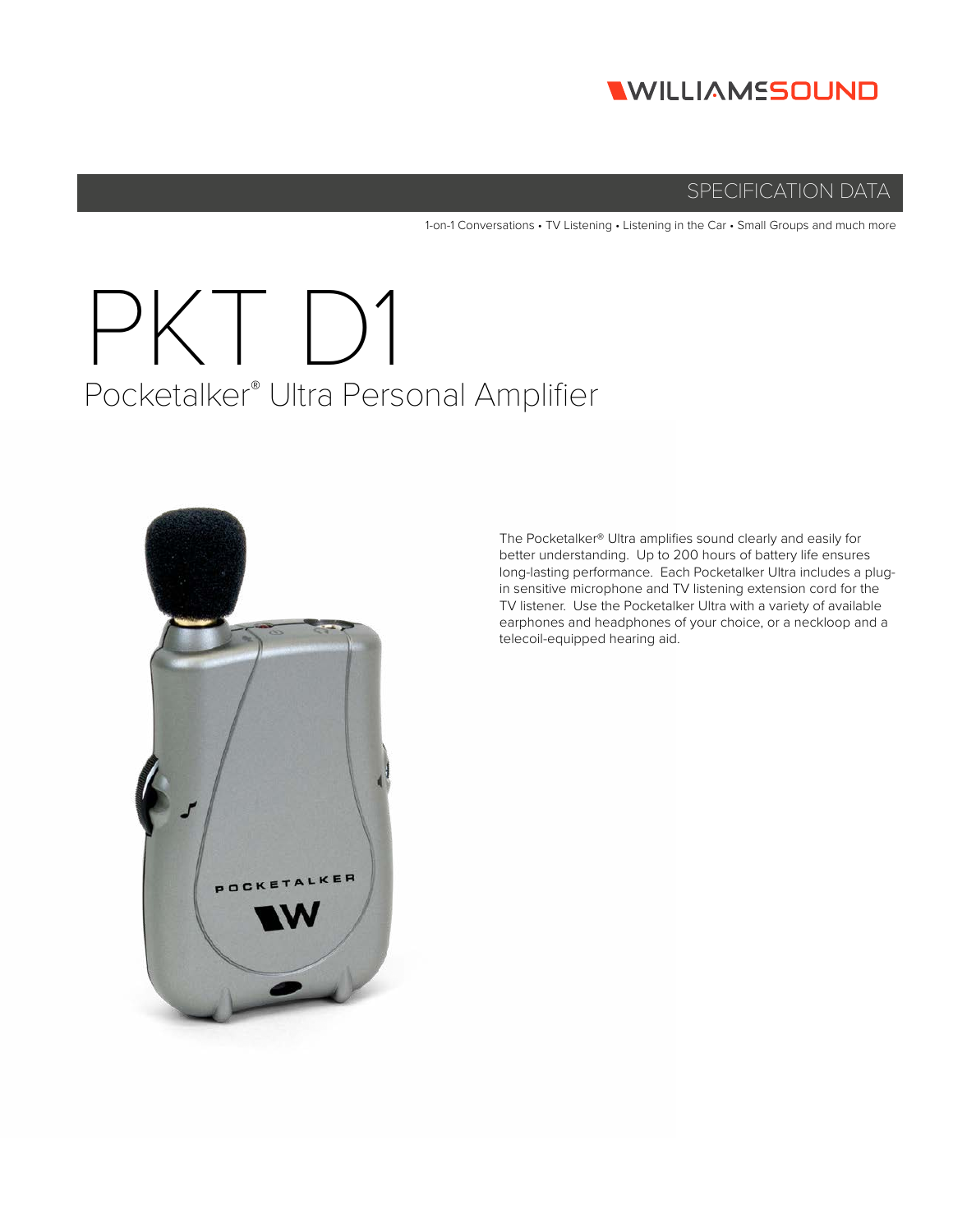WILLIAMS SOUND

SPECIFICATION DATA

1-on-1 Conversations • TV Listening • Listening in the Car • Small Groups and much more

# PKT D1

## Pocketalker® Ultra Personal Amplifier

The Pocketalker® Ultra amplifies sound clearly and easily for better understanding. Up to 200 hours of battery life ensures long-lasting performance. Each Pocketalker Ultra includes a plug-in sensitive microphone and TV listening extension cord for the TV listener. Use the Pocketalker Ultra with a variety of available earphones and headphones of your choice, or a neckloop and a telecoil-equipped hearing aid.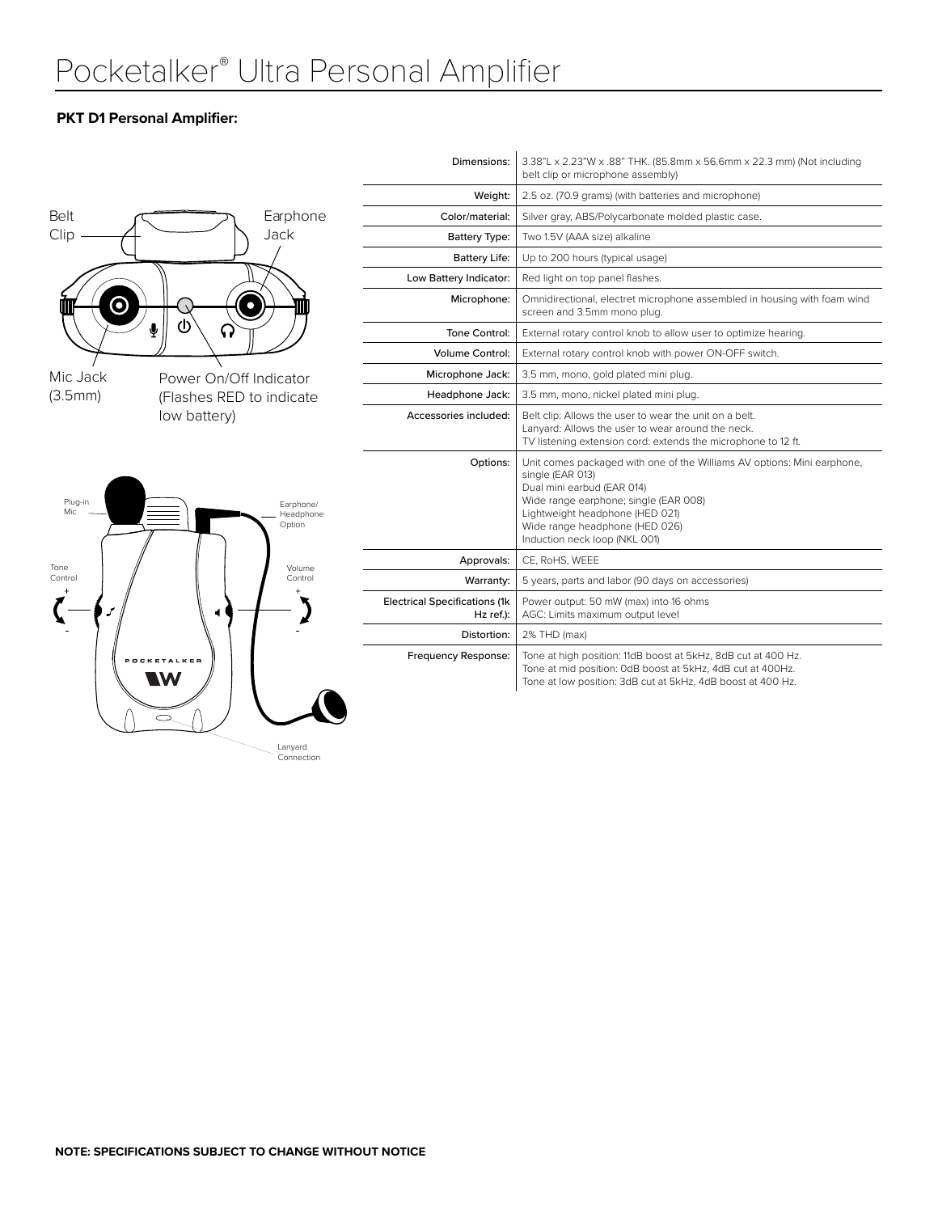# Pocketalker® Ultra Personal Amplifier

**PKT D1 Personal Amplifier:**

Belt Clip

Earphone Jack

Mic Jack (3.5mm)

Power On/Off Indicator (Flashes RED to indicate low battery)

Plug-in Mic

Earphone/ Headphone Option

Tone Control

Volume Control

Lanyard Connection

| | |
|---|---|
| Dimensions: | 3.38"L x 2.23"W x .88" THK. (85.8mm x 56.6mm x 22.3 mm) (Not including belt clip or microphone assembly) |
| Weight: | 2.5 oz. (70.9 grams) (with batteries and microphone) |
| Color/material: | Silver gray, ABS/Polycarbonate molded plastic case. |
| Battery Type: | Two 1.5V (AAA size) alkaline |
| Battery Life: | Up to 200 hours (typical usage) |
| Low Battery Indicator: | Red light on top panel flashes. |
| Microphone: | Omnidirectional, electret microphone assembled in housing with foam wind screen and 3.5mm mono plug. |
| Tone Control: | External rotary control knob to allow user to optimize hearing. |
| Volume Control: | External rotary control knob with power ON-OFF switch. |
| Microphone Jack: | 3.5 mm, mono, gold plated mini plug. |
| Headphone Jack: | 3.5 mm, mono, nickel plated mini plug. |
| Accessories included: | Belt clip: Allows the user to wear the unit on a belt.<br>Lanyard: Allows the user to wear around the neck.<br>TV listening extension cord: extends the microphone to 12 ft. |
| Options: | Unit comes packaged with one of the Williams AV options: Mini earphone, single (EAR 013)<br>Dual mini earbud (EAR 014)<br>Wide range earphone; single (EAR 008)<br>Lightweight headphone (HED 021)<br>Wide range headphone (HED 026)<br>Induction neck loop (NKL 001) |
| Approvals: | CE, RoHS, WEEE |
| Warranty: | 5 years, parts and labor (90 days on accessories) |
| Electrical Specifications (1k Hz ref.): | Power output: 50 mW (max) into 16 ohms<br>AGC: Limits maximum output level |
| Distortion: | 2% THD (max) |
| Frequency Response: | Tone at high position: 11dB boost at 5kHz, 8dB cut at 400 Hz.<br>Tone at mid position: 0dB boost at 5kHz, 4dB cut at 400Hz.<br>Tone at low position: 3dB cut at 5kHz, 4dB boost at 400 Hz. |

**NOTE: SPECIFICATIONS SUBJECT TO CHANGE WITHOUT NOTICE**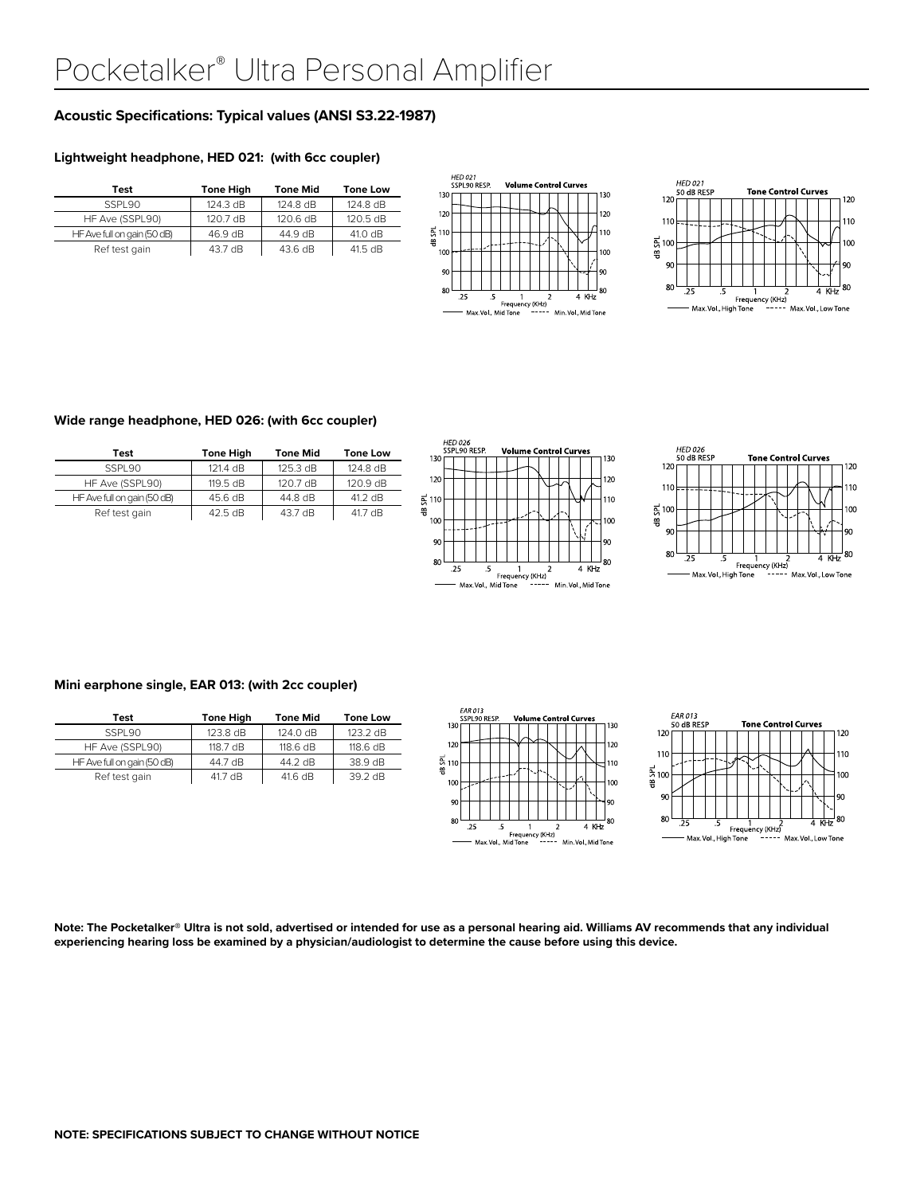# Pocketalker® Ultra Personal Amplifier

## Acoustic Specifications: Typical values (ANSI S3.22-1987)

### Lightweight headphone, HED 021: (with 6cc coupler)

| Test | Tone High | Tone Mid | Tone Low |
|---|---|---|---|
| SSPL90 | 124.3 dB | 124.8 dB | 124.8 dB |
| HF Ave (SSPL90) | 120.7 dB | 120.6 dB | 120.5 dB |
| HF Ave full on gain (50 dB) | 46.9 dB | 44.9 dB | 41.0 dB |
| Ref test gain | 43.7 dB | 43.6 dB | 41.5 dB |

### Wide range headphone, HED 026: (with 6cc coupler)

| Test | Tone High | Tone Mid | Tone Low |
|---|---|---|---|
| SSPL90 | 121.4 dB | 125.3 dB | 124.8 dB |
| HF Ave (SSPL90) | 119.5 dB | 120.7 dB | 120.9 dB |
| HF Ave full on gain (50 dB) | 45.6 dB | 44.8 dB | 41.2 dB |
| Ref test gain | 42.5 dB | 43.7 dB | 41.7 dB |

### Mini earphone single, EAR 013: (with 2cc coupler)

| Test | Tone High | Tone Mid | Tone Low |
|---|---|---|---|
| SSPL90 | 123.8 dB | 124.0 dB | 123.2 dB |
| HF Ave (SSPL90) | 118.7 dB | 118.6 dB | 118.6 dB |
| HF Ave full on gain (50 dB) | 44.7 dB | 44.2 dB | 38.9 dB |
| Ref test gain | 41.7 dB | 41.6 dB | 39.2 dB |

**Note: The Pocketalker® Ultra is not sold, advertised or intended for use as a personal hearing aid. Williams AV recommends that any individual experiencing hearing loss be examined by a physician/audiologist to determine the cause before using this device.**

**NOTE: SPECIFICATIONS SUBJECT TO CHANGE WITHOUT NOTICE**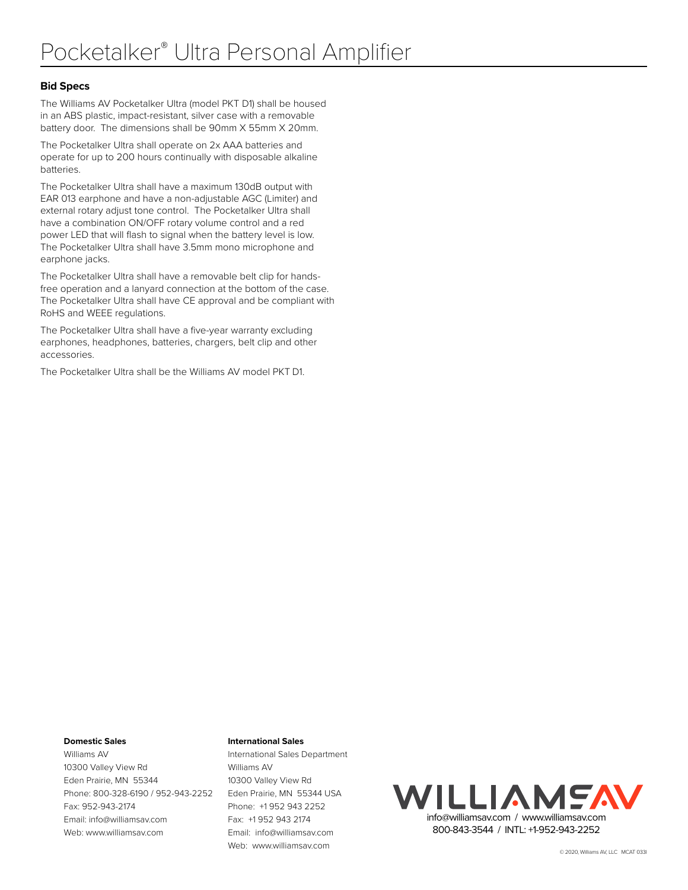# Pocketalker® Ultra Personal Amplifier

**Bid Specs**

The Williams AV Pocketalker Ultra (model PKT D1) shall be housed in an ABS plastic, impact-resistant, silver case with a removable battery door. The dimensions shall be 90mm X 55mm X 20mm.

The Pocketalker Ultra shall operate on 2x AAA batteries and operate for up to 200 hours continually with disposable alkaline batteries.

The Pocketalker Ultra shall have a maximum 130dB output with EAR 013 earphone and have a non-adjustable AGC (Limiter) and external rotary adjust tone control. The Pocketalker Ultra shall have a combination ON/OFF rotary volume control and a red power LED that will flash to signal when the battery level is low. The Pocketalker Ultra shall have 3.5mm mono microphone and earphone jacks.

The Pocketalker Ultra shall have a removable belt clip for hands-free operation and a lanyard connection at the bottom of the case. The Pocketalker Ultra shall have CE approval and be compliant with RoHS and WEEE regulations.

The Pocketalker Ultra shall have a five-year warranty excluding earphones, headphones, batteries, chargers, belt clip and other accessories.

The Pocketalker Ultra shall be the Williams AV model PKT D1.

**Domestic Sales**
Williams AV
10300 Valley View Rd
Eden Prairie, MN 55344
Phone: 800-328-6190 / 952-943-2252
Fax: 952-943-2174
Email: info@williamsav.com
Web: www.williamsav.com

**International Sales**
International Sales Department
Williams AV
10300 Valley View Rd
Eden Prairie, MN 55344 USA
Phone: +1 952 943 2252
Fax: +1 952 943 2174
Email: info@williamsav.com
Web: www.williamsav.com

WILLIAMS AV
info@williamsav.com / www.williamsav.com
800-843-3544 / INTL: +1-952-943-2252

© 2020, Williams AV, LLC MCAT 033I